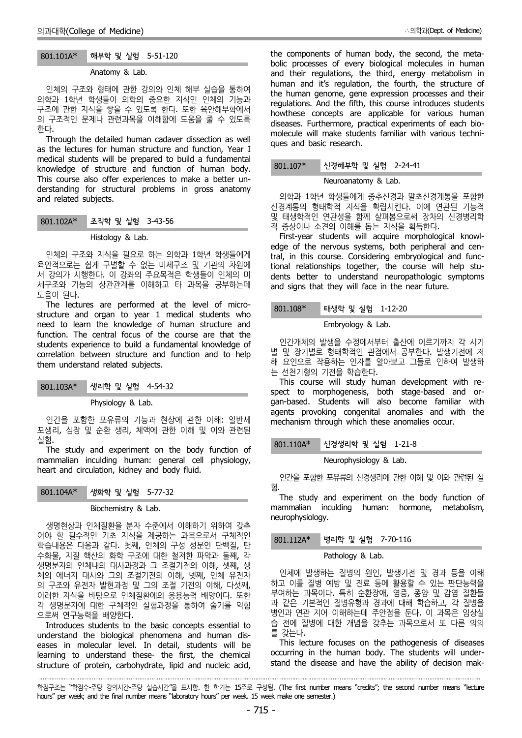### 801.101A* 해부학 및 실험 5-51-120

Anatomy & Lab.

인체의 구조와 형태에 관한 강의와 인체 해부 실습을 통하여 의학과 1학년 학생들이 의학의 중요한 지식인 인체의 기능과 구조에 관한 지식을 쌓을 수 있도록 한다. 또한 육안해부학에서의 구조적인 문제나 관련과목을 이해함에 도움을 줄 수 있도록 한다.

Through the detailed human cadaver dissection as well as the lectures for human structure and function, Year I medical students will be prepared to build a fundamental knowledge of structure and function of human body. This course also offer experiences to make a better understanding for structural problems in gross anatomy and related subjects.

### 801.102A* 조직학 및 실험 3-43-56

Histology & Lab.

인체의 구조와 지식을 필요로 하는 의학과 1학년 학생들에게 육안적으로는 쉽게 구별할 수 없는 미세구조 및 기관의 차원에서 강의가 시행한다. 이 강좌의 주요목적은 학생들이 인체의 미세구조와 기능의 상관관계를 이해하고 타 과목을 공부하는데 도움이 된다.

The lectures are performed at the level of microstructure and organ to year 1 medical students who need to learn the knowledge of human structure and function. The central focus of the course are that the students experience to build a fundamental knowledge of correlation between structure and function and to help them understand related subjects.

### 801.103A* 생리학 및 실험 4-54-32

Physiology & Lab.

인간을 포함한 포유류의 기능과 현상에 관한 이해: 일반세포생리, 심장 및 순환 생리, 체액에 관한 이해 및 이와 관련된 실험.

The study and experiment on the body function of mammalian inculding human: general cell physiology, heart and circulation, kidney and body fluid.

### 801.104A* 생화학 및 실험 5-77-32

Biochemistry & Lab.

생명현상과 인체질환을 분자 수준에서 이해하기 위하여 갖추어야 할 필수적인 기초 지식을 제공하는 과목으로서 구체적인 학습내용은 다음과 같다. 첫째, 인체의 구성 성분인 단백질, 탄수화물, 지질 핵산의 화학 구조에 대한 철저한 파악과 둘째, 각 생명분자의 인체내의 대사과정과 그 조절기전의 이해, 셋째, 생체의 에너지 대사와 그의 조절기전의 이해, 넷째, 인체 유전자의 구조와 유전자 발현과정 및 그의 조절 기전의 이해, 다섯째, 이러한 지식을 바탕으로 인체질환에의 응용능력 배양이다. 또한 각 생명분자에 대한 구체적인 실험과정을 통하여 술기를 익힘으로써 연구능력을 배양한다.

Introduces students to the basic concepts essential to understand the biological phenomena and human diseases in molecular level. In detail, students will be learning to understand these- the first, the chemical structure of protein, carbohydrate, lipid and nucleic acid, the components of human body, the second, the metabolic processes of every biological molecules in human and their regulations, the third, energy metabolism in human and it's regulation, the fourth, the structure of the human genome, gene expression processes and their regulations. And the fifth, this course introduces students howthese concepts are applicable for various human diseases. Furthermore, practical experiments of each biomolecule will make students familiar with various techniques and basic research.

### 801.107* 신경해부학 및 실험 2-24-41

Neuroanatomy & Lab.

의학과 1학년 학생들에게 중추신경과 말초신경계통을 포함한 신경계통의 형태학적 지식을 확립시킨다. 이에 연관된 기능적 및 태생학적인 연관성을 함께 살펴봄으로써 장차의 신경병리학적 증상이나 소견의 이해를 돕는 지식을 획득한다.

First-year students will acquire morphological knowledge of the nervous systems, both peripheral and central, in this course. Considering embryological and functional relationships together, the course will help students better to understand neuropathologic symptoms and signs that they will face in the near future.

### 801.108* 태생학 및 실험 1-12-20

Embryology & Lab.

인간개체의 발생을 수정에서부터 출산에 이르기까지 각 시기별 및 장기별로 형태학적인 관점에서 공부한다. 발생기전에 저해 요인으로 작용하는 인자를 알아보고 그들로 인하여 발생하는 선천기형의 기전을 학습한다.

This course will study human development with respect to morphogenesis, both stage-based and organ-based. Students will also become familiar with agents provoking congenital anomalies and with the mechanism through which these anomalies occur.

### 801.110A* 신경생리학 및 실험 1-21-8

Neurophysiology & Lab.

인간을 포함한 포유류의 신경생리에 관한 이해 및 이와 관련된 실험.

The study and experiment on the body function of mammalian inculding human: hormone, metabolism, neurophysiology.

### 801.112A* 병리학 및 실험 7-70-116

Pathology & Lab.

인체에 발생하는 질병의 원인, 발생기전 및 경과 등을 이해하고 이를 질병 예방 및 진료 등에 활용할 수 있는 판단능력을 부여하는 과목이다. 특히 순환장애, 염증, 종양 및 감염 질환들과 같은 기본적인 질병유형과 경과에 대해 학습하고, 각 질병을 병인과 연관 지어 이해하는데 주안점을 둔다. 이 과목은 임상실습 전에 질병에 대한 개념을 갖추는 과목으로서 또 다른 의의를 갖는다.

This lecture focuses on the pathogenesis of diseases occurring in the human body. The students will understand the disease and have the ability of decision mak-

학점구조는 "학점수-주당 강의시간-주당 실습시간"을 표시함. 한 학기는 15주로 구성됨. (The first number means "credits"; the second number means "lecture hours" per week; and the final number means "laboratory hours" per week. 15 week make one semester.)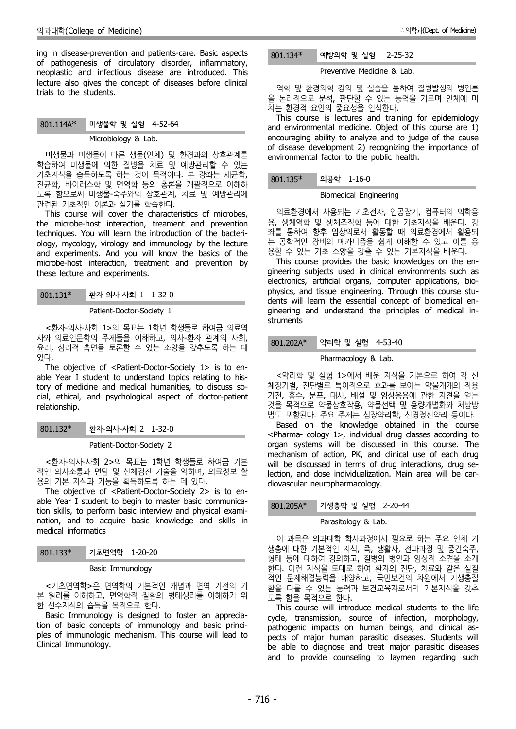ing in disease-prevention and patients-care. Basic aspects of pathogenesis of circulatory disorder, inflammatory, neoplastic and infectious disease are introduced. This lecture also gives the concept of diseases before clinical trials to the students.

### 801.114A* 미생물학 및 실험 4-52-64

Microbiology & Lab.

미생물과 미생물이 다른 생물(인체) 및 환경과의 상호관계를 학습하여 미생물에 의한 질병을 치료 및 예방관리할 수 있는 기초지식을 습득하도록 하는 것이 목적이다. 본 강좌는 세균학, 진균학, 바이러스학 및 면역학 등의 총론을 개괄적으로 이해하도록 함으로써 미생물-숙주와의 상호관계, 치료 및 예방관리에 관련된 기초적인 이론과 실기를 학습한다.

This course will cover the characteristics of microbes, the microbe-host interaction, treament and prevention techniques. You will learn the introduction of the bacteriology, mycology, virology and immunology by the lecture and experiments. And you will know the basics of the microbe-host interaction, treatment and prevention by these lecture and experiments.

### 801.131* 환자-의사-사회 1 1-32-0

Patient-Doctor-Society 1

<환자-의사-사회 1>의 목표는 1학년 학생들로 하여금 의료역사와 의료인문학의 주제들을 이해하고, 의사-환자 관계의 사회, 윤리, 심리적 측면을 토론할 수 있는 소양을 갖추도록 하는 데 있다.

The objective of <Patient-Doctor-Society 1> is to enable Year I student to understand topics relating to history of medicine and medical humanities, to discuss social, ethical, and psychological aspect of doctor-patient relationship.

### 801.132* 환자-의사-사회 2 1-32-0

Patient-Doctor-Society 2

<환자-의사-사회 2>의 목표는 1학년 학생들로 하여금 기본적인 의사소통과 면담 및 신체검진 기술을 익히며, 의료정보 활용의 기본 지식과 기능을 획득하도록 하는 데 있다.

The objective of <Patient-Doctor-Society 2> is to enable Year I student to begin to master basic communication skills, to perform basic interview and physical examination, and to acquire basic knowledge and skills in medical informatics

### 801.133* 기초면역학 1-20-20

Basic Immunology

<기초면역학>은 면역학의 기본적인 개념과 면역 기전의 기본 원리를 이해하고, 면역학적 질환의 병태생리를 이해하기 위한 선수지식의 습득을 목적으로 한다.

Basic Immunology is designed to foster an appreciation of basic concepts of immunology and basic principles of immunologic mechanism. This course will lead to Clinical Immunology.

### 801.134* 예방의학 및 실험 2-25-32

Preventive Medicine & Lab.

역학 및 환경의학 강의 및 실습을 통하여 질병발생의 병인론을 논리적으로 분석, 판단할 수 있는 능력을 기르며 인체에 미치는 환경적 요인의 중요성을 인식한다.

This course is lectures and training for epidemiology and environmental medicine. Object of this course are 1) encouraging ability to analyze and to judge of the cause of disease development 2) recognizing the importance of environmental factor to the public health.

### 801.135* 의공학 1-16-0

Biomedical Engineering

의료환경에서 사용되는 기초전자, 인공장기, 컴퓨터의 의학응용, 생체역학 및 생체조직학 등에 대한 기초지식을 배운다. 강좌를 통하여 향후 임상의로서 활동할 때 의료환경에서 활용되는 공학적인 장비의 메카니즘을 쉽게 이해할 수 있고 이를 응용할 수 있는 기초 소양을 갖출 수 있는 기본지식을 배운다.

This course provides the basic knowledges on the engineering subjects used in clinical environments such as electronics, artificial organs, computer applications, biophysics, and tissue engineering. Through this course students will learn the essential concept of biomedical engineering and understand the principles of medical instruments

### 801.202A* 약리학 및 실험 4-53-40

Pharmacology & Lab.

<약리학 및 실험 1>에서 배운 지식을 기본으로 하여 각 신체장기별, 진단별로 특이적으로 효과를 보이는 약물개개의 작용기전, 흡수, 분포, 대사, 배설 및 임상응용에 관한 지견을 얻는 것을 목적으로 약물상호작용, 약물선택 및 용량개별화와 처방방법도 포함된다. 주요 주제는 심장약리학, 신경정신약리 등이다.

Based on the knowledge obtained in the course <Pharma- cology 1>, individual drug classes according to organ systems will be discussed in this course. The mechanism of action, PK, and clinical use of each drug will be discussed in terms of drug interactions, drug selection, and dose individualization. Main area will be cardiovascular neuropharmacology.

### 801.205A* 기생충학 및 실험 2-20-44

Parasitology & Lab.

이 과목은 의과대학 학사과정에서 필요로 하는 주요 인체 기생충에 대한 기본적인 지식, 즉, 생활사, 전파과정 및 중간숙주, 형태 등에 대하여 강의하고, 질병의 병인과 임상적 소견을 소개한다. 이런 지식을 토대로 하여 환자의 진단, 치료와 같은 실질적인 문제해결능력을 배양하고, 국민보건의 차원에서 기생충질환을 다룰 수 있는 능력과 보건교육자로서의 기본지식을 갖추도록 함을 목적으로 한다.

This course will introduce medical students to the life cycle, transmission, source of infection, morphology, pathogenic impacts on human beings, and clinical aspects of major human parasitic diseases. Students will be able to diagnose and treat major parasitic diseases and to provide counseling to laymen regarding such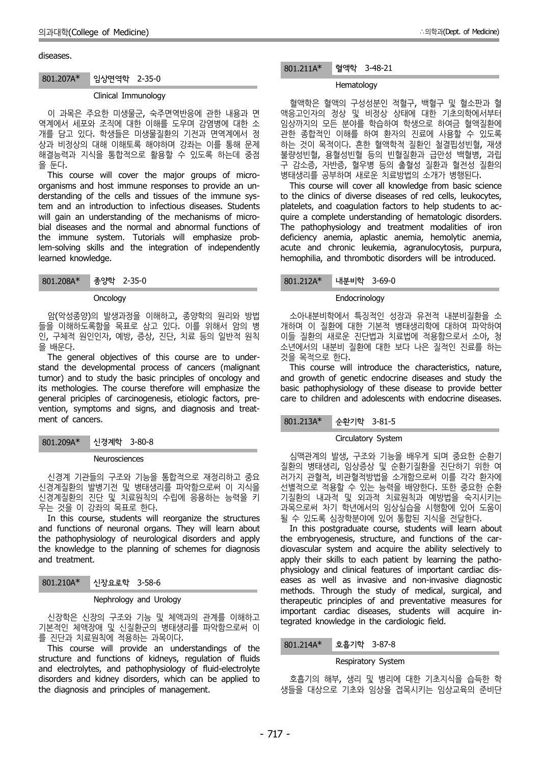diseases.

### 801.207A* 임상면역학 2-35-0

Clinical Immunology

이 과목은 주요한 미생물군, 숙주면역반응에 관한 내용과 면역계에서 세포와 조직에 대한 이해를 도우며 감염병에 대한 소개를 담고 있다. 학생들은 미생물질환의 기전과 면역계에서 정상과 비정상의 대해 이해토록 해야하며 강좌는 이를 통해 문제해결능력과 지식을 통합적으로 활용할 수 있도록 하는데 중점을 둔다.

This course will cover the major groups of microorganisms and host immune responses to provide an understanding of the cells and tissues of the immune system and an introduction to infectious diseases. Students will gain an understanding of the mechanisms of microbial diseases and the normal and abnormal functions of the immune system. Tutorials will emphasize problem-solving skills and the integration of independently learned knowledge.

### 801.208A* 종양학 2-35-0

Oncology

암(악성종양)의 발생과정을 이해하고, 종양학의 원리와 방법들을 이해하도록함을 목표로 삼고 있다. 이를 위해서 암의 병인, 구체적 원인인자, 예방, 증상, 진단, 치료 등의 일반적 원칙을 배운다.

The general objectives of this course are to understand the developmental process of cancers (malignant tumor) and to study the basic principles of oncology and its methodologies. The course therefore will emphasize the general priciples of carcinogenesis, etiologic factors, prevention, symptoms and signs, and diagnosis and treatment of cancers.

### 801.209A* 신경계학 3-80-8

Neurosciences

신경계 기관들의 구조와 기능을 통합적으로 재정리하고 중요 신경계질환의 발병기전 및 병태생리를 파악함으로써 이 지식을 신경계질환의 진단 및 치료원칙의 수립에 응용하는 능력을 키우는 것을 이 강좌의 목표로 한다.

In this course, students will reorganize the structures and functions of neuronal organs. They will learn about the pathophysiology of neurological disorders and apply the knowledge to the planning of schemes for diagnosis and treatment.

### 801.210A* 신장요로학 3-58-6

Nephrology and Urology

신장학은 신장의 구조와 기능 및 체액과의 관계를 이해하고 기본적인 체액장애 및 신질환군의 병태생리를 파악함으로써 이를 진단과 치료원칙에 적용하는 과목이다.

This course will provide an understandings of the structure and functions of kidneys, regulation of fluids and electrolytes, and pathophysiology of fluid-electrolyte disorders and kidney disorders, which can be applied to the diagnosis and principles of management.

### 801.211A* 혈액학 3-48-21

Hematology

혈액학은 혈액의 구성성분인 적혈구, 백혈구 및 혈소판과 혈액응고인자의 정상 및 비정상 상태에 대한 기초의학에서부터 임상까지의 모든 분야를 학습하여 학생으로 하여금 혈액질환에 관한 종합적인 이해를 하여 환자의 진료에 사용할 수 있도록 하는 것이 목적이다. 흔한 혈액학적 질환인 철결핍성빈혈, 재생불량성빈혈, 용혈성빈혈 등의 빈혈질환과 급만성 백혈병, 과립구 감소증, 자반증, 혈우병 등의 출혈성 질환과 혈전성 질환의 병태생리를 공부하며 새로운 치료방법의 소개가 병행된다.

This course will cover all knowledge from basic science to the clinics of diverse diseases of red cells, leukocytes, platelets, and coagulation factors to help students to acquire a complete understanding of hematologic disorders. The pathophysiology and treatment modalities of iron deficiency anemia, aplastic anemia, hemolytic anemia, acute and chronic leukemia, agranulocytosis, purpura, hemophilia, and thrombotic disorders will be introduced.

### 801.212A* 내분비학 3-69-0

Endocrinology

소아내분비학에서 특징적인 성장과 유전적 내분비질환을 소개하며 이 질환에 대한 기본적 병태생리학에 대하여 파악하여 이들 질환의 새로운 진단법과 치료법에 적용함으로서 소아, 청소년에서의 내분비 질환에 대한 보다 나은 질적인 진료를 하는 것을 목적으로 한다.

This course will introduce the characteristics, nature, and growth of genetic endocrine diseases and study the basic pathophysiology of these disease to provide better care to children and adolescents with endocrine diseases.

### 801.213A* 순환기학 3-81-5

Circulatory System

심맥관계의 발생, 구조와 기능을 배우게 되며 중요한 순환기질환의 병태생리, 임상증상 및 순환기질환을 진단하기 위한 여러가지 관혈적, 비관혈적방법을 소개함으로써 이를 각각 환자에 선별적으로 적용할 수 있는 능력을 배양한다. 또한 중요한 순환기질환의 내과적 및 외과적 치료원칙과 예방법을 숙지시키는 과목으로써 차기 학년에서의 임상실습을 시행함에 있어 도움이 될 수 있도록 심장학분야에 있어 통합된 지식을 전달한다.

In this postgraduate course, students will learn about the embryogenesis, structure, and functions of the cardiovascular system and acquire the ability selectively to apply their skills to each patient by learning the pathophysiology and clinical features of important cardiac diseases as well as invasive and non-invasive diagnostic methods. Through the study of medical, surgical, and therapeutic principles of and preventative measures for important cardiac diseases, students will acquire integrated knowledge in the cardiologic field.

### 801.214A* 호흡기학 3-87-8

Respiratory System

호흡기의 해부, 생리 및 병리에 대한 기초지식을 습득한 학생들을 대상으로 기초와 임상을 접목시키는 임상교육의 준비단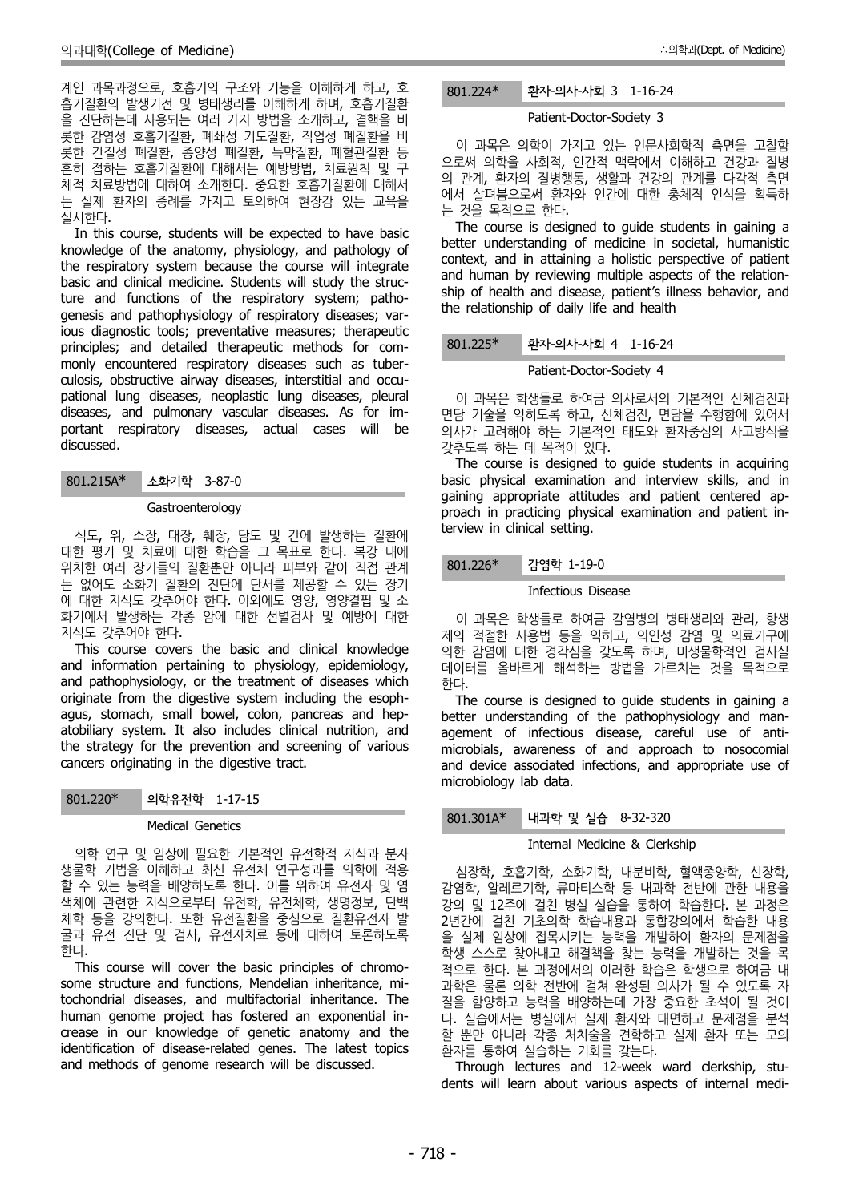계인 과목과정으로, 호흡기의 구조와 기능을 이해하게 하고, 호흡기질환의 발생기전 및 병태생리를 이해하게 하며, 호흡기질환을 진단하는데 사용되는 여러 가지 방법을 소개하고, 결핵을 비롯한 감염성 호흡기질환, 폐쇄성 기도질환, 직업성 폐질환을 비롯한 간질성 폐질환, 종양성 폐질환, 늑막질환, 폐혈관질환 등 흔히 접하는 호흡기질환에 대해서는 예방방법, 치료원칙 및 구체적 치료방법에 대하여 소개한다. 중요한 호흡기질환에 대해서는 실제 환자의 증례를 가지고 토의하여 현장감 있는 교육을 실시한다.

In this course, students will be expected to have basic knowledge of the anatomy, physiology, and pathology of the respiratory system because the course will integrate basic and clinical medicine. Students will study the structure and functions of the respiratory system; pathogenesis and pathophysiology of respiratory diseases; various diagnostic tools; preventative measures; therapeutic principles; and detailed therapeutic methods for commonly encountered respiratory diseases such as tuberculosis, obstructive airway diseases, interstitial and occupational lung diseases, neoplastic lung diseases, pleural diseases, and pulmonary vascular diseases. As for important respiratory diseases, actual cases will be discussed.

### 801.215A* 소화기학 3-87-0

Gastroenterology

식도, 위, 소장, 대장, 췌장, 담도 및 간에 발생하는 질환에 대한 평가 및 치료에 대한 학습을 그 목표로 한다. 복강 내에 위치한 여러 장기들의 질환뿐만 아니라 피부와 같이 직접 관계는 없어도 소화기 질환의 진단에 단서를 제공할 수 있는 장기에 대한 지식도 갖추어야 한다. 이외에도 영양, 영양결핍 및 소화기에서 발생하는 각종 암에 대한 선별검사 및 예방에 대한 지식도 갖추어야 한다.

This course covers the basic and clinical knowledge and information pertaining to physiology, epidemiology, and pathophysiology, or the treatment of diseases which originate from the digestive system including the esophagus, stomach, small bowel, colon, pancreas and hepatobiliary system. It also includes clinical nutrition, and the strategy for the prevention and screening of various cancers originating in the digestive tract.

### 801.220* 의학유전학 1-17-15

Medical Genetics

의학 연구 및 임상에 필요한 기본적인 유전학적 지식과 분자생물학 기법을 이해하고 최신 유전체 연구성과를 의학에 적용할 수 있는 능력을 배양하도록 한다. 이를 위하여 유전자 및 염색체에 관련한 지식으로부터 유전학, 유전체학, 생명정보, 단백체학 등을 강의한다. 또한 유전질환을 중심으로 질환유전자 발굴과 유전 진단 및 검사, 유전자치료 등에 대하여 토론하도록 한다.

This course will cover the basic principles of chromosome structure and functions, Mendelian inheritance, mitochondrial diseases, and multifactorial inheritance. The human genome project has fostered an exponential increase in our knowledge of genetic anatomy and the identification of disease-related genes. The latest topics and methods of genome research will be discussed.

### 801.224* 환자-의사-사회 3 1-16-24

Patient-Doctor-Society 3

이 과목은 의학이 가지고 있는 인문사회학적 측면을 고찰함으로써 의학을 사회적, 인간적 맥락에서 이해하고 건강과 질병의 관계, 환자의 질병행동, 생활과 건강의 관계를 다각적 측면에서 살펴봄으로써 환자와 인간에 대한 총체적 인식을 획득하는 것을 목적으로 한다.

The course is designed to guide students in gaining a better understanding of medicine in societal, humanistic context, and in attaining a holistic perspective of patient and human by reviewing multiple aspects of the relationship of health and disease, patient's illness behavior, and the relationship of daily life and health

### 801.225* 환자-의사-사회 4 1-16-24

Patient-Doctor-Society 4

이 과목은 학생들로 하여금 의사로서의 기본적인 신체검진과 면담 기술을 익히도록 하고, 신체검진, 면담을 수행함에 있어서 의사가 고려해야 하는 기본적인 태도와 환자중심의 사고방식을 갖추도록 하는 데 목적이 있다.

The course is designed to guide students in acquiring basic physical examination and interview skills, and in gaining appropriate attitudes and patient centered approach in practicing physical examination and patient interview in clinical setting.

### 801.226* 감염학 1-19-0

Infectious Disease

이 과목은 학생들로 하여금 감염병의 병태생리와 관리, 항생제의 적절한 사용법 등을 익히고, 의인성 감염 및 의료기구에 의한 감염에 대한 경각심을 갖도록 하며, 미생물학적인 검사실 데이터를 올바르게 해석하는 방법을 가르치는 것을 목적으로 한다.

The course is designed to guide students in gaining a better understanding of the pathophysiology and management of infectious disease, careful use of antimicrobials, awareness of and approach to nosocomial and device associated infections, and appropriate use of microbiology lab data.

### 801.301A* 내과학 및 실습 8-32-320

Internal Medicine & Clerkship

심장학, 호흡기학, 소화기학, 내분비학, 혈액종양학, 신장학, 감염학, 알레르기학, 류마티스학 등 내과학 전반에 관한 내용을 강의 및 12주에 걸친 병실 실습을 통하여 학습한다. 본 과정은 2년간에 걸친 기초의학 학습내용과 통합강의에서 학습한 내용을 실제 임상에 접목시키는 능력을 개발하여 환자의 문제점을 학생 스스로 찾아내고 해결책을 찾는 능력을 개발하는 것을 목적으로 한다. 본 과정에서의 이러한 학습은 학생으로 하여금 내과학은 물론 의학 전반에 걸쳐 완성된 의사가 될 수 있도록 자질을 함양하고 능력을 배양하는데 가장 중요한 초석이 될 것이다. 실습에서는 병실에서 실제 환자와 대면하고 문제점을 분석할 뿐만 아니라 각종 처치술을 견학하고 실제 환자 또는 모의 환자를 통하여 실습하는 기회를 갖는다.

Through lectures and 12-week ward clerkship, students will learn about various aspects of internal medi-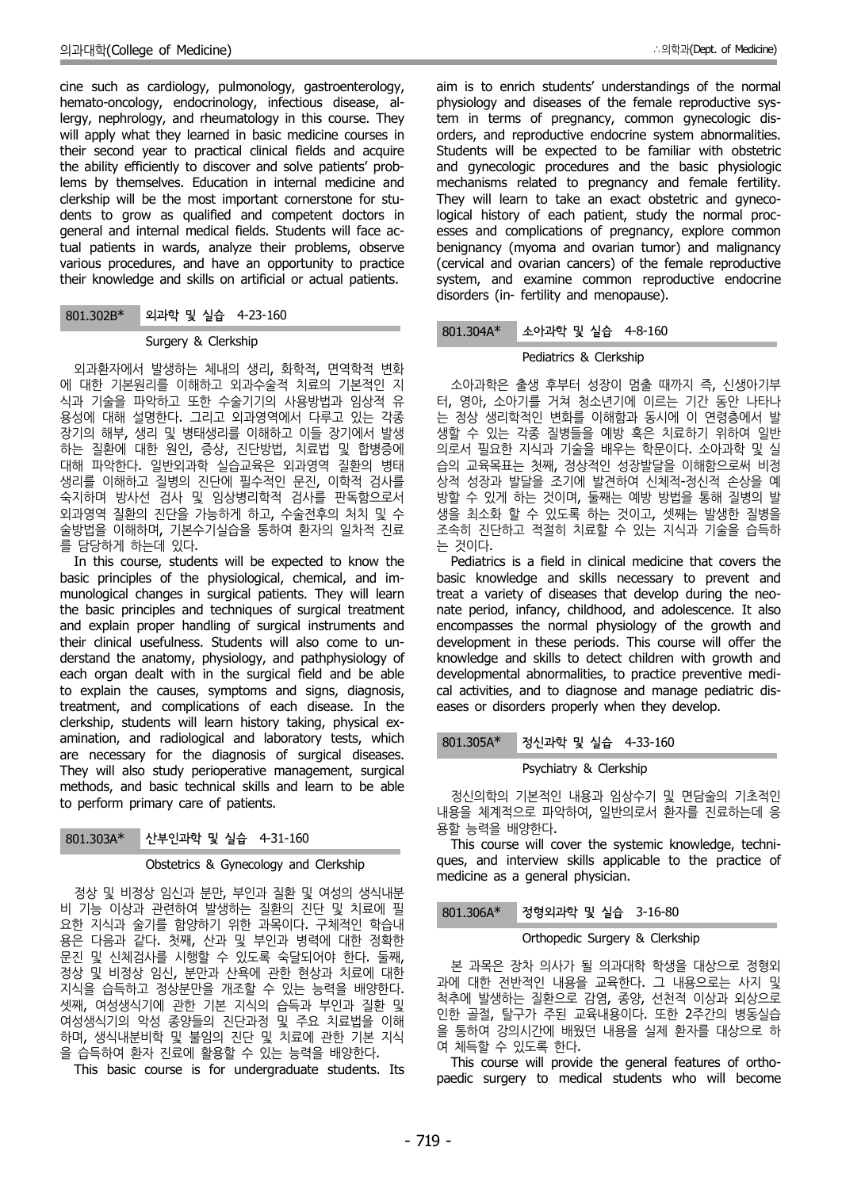cine such as cardiology, pulmonology, gastroenterology, hemato-oncology, endocrinology, infectious disease, allergy, nephrology, and rheumatology in this course. They will apply what they learned in basic medicine courses in their second year to practical clinical fields and acquire the ability efficiently to discover and solve patients' problems by themselves. Education in internal medicine and clerkship will be the most important cornerstone for students to grow as qualified and competent doctors in general and internal medical fields. Students will face actual patients in wards, analyze their problems, observe various procedures, and have an opportunity to practice their knowledge and skills on artificial or actual patients.

### 801.302B* 외과학 및 실습 4-23-160

Surgery & Clerkship

외과환자에서 발생하는 체내의 생리, 화학적, 면역학적 변화에 대한 기본원리를 이해하고 외과수술적 치료의 기본적인 지식과 기술을 파악하고 또한 수술기기의 사용방법과 임상적 유용성에 대해 설명한다. 그리고 외과영역에서 다루고 있는 각종 장기의 해부, 생리 및 병태생리를 이해하고 이들 장기에서 발생하는 질환에 대한 원인, 증상, 진단방법, 치료법 및 합병증에 대해 파악한다. 일반외과학 실습교육은 외과영역 질환의 병태생리를 이해하고 질병의 진단에 필수적인 문진, 이학적 검사를 숙지하며 방사선 검사 및 임상병리학적 검사를 판독함으로서 외과영역 질환의 진단을 가능하게 하고, 수술전후의 처치 및 수술방법을 이해하며, 기본수기실습을 통하여 환자의 일차적 진료를 담당하게 하는데 있다.

In this course, students will be expected to know the basic principles of the physiological, chemical, and immunological changes in surgical patients. They will learn the basic principles and techniques of surgical treatment and explain proper handling of surgical instruments and their clinical usefulness. Students will also come to understand the anatomy, physiology, and pathphysiology of each organ dealt with in the surgical field and be able to explain the causes, symptoms and signs, diagnosis, treatment, and complications of each disease. In the clerkship, students will learn history taking, physical examination, and radiological and laboratory tests, which are necessary for the diagnosis of surgical diseases. They will also study perioperative management, surgical methods, and basic technical skills and learn to be able to perform primary care of patients.

### 801.303A* 산부인과학 및 실습 4-31-160

Obstetrics & Gynecology and Clerkship

정상 및 비정상 임신과 분만, 부인과 질환 및 여성의 생식내분비 기능 이상과 관련하여 발생하는 질환의 진단 및 치료에 필요한 지식과 술기를 함양하기 위한 과목이다. 구체적인 학습내용은 다음과 같다. 첫째, 산과 및 부인과 병력에 대한 정확한 문진 및 신체검사를 시행할 수 있도록 숙달되어야 한다. 둘째, 정상 및 비정상 임신, 분만과 산욕에 관한 현상과 치료에 대한 지식을 습득하고 정상분만을 개조할 수 있는 능력을 배양한다. 셋째, 여성생식기에 관한 기본 지식의 습득과 부인과 질환 및 여성생식기의 악성 종양들의 진단과정 및 주요 치료법을 이해하며, 생식내분비학 및 불임의 진단 및 치료에 관한 기본 지식을 습득하여 환자 진료에 활용할 수 있는 능력을 배양한다.

This basic course is for undergraduate students. Its aim is to enrich students' understandings of the normal physiology and diseases of the female reproductive system in terms of pregnancy, common gynecologic disorders, and reproductive endocrine system abnormalities. Students will be expected to be familiar with obstetric and gynecologic procedures and the basic physiologic mechanisms related to pregnancy and female fertility. They will learn to take an exact obstetric and gynecological history of each patient, study the normal processes and complications of pregnancy, explore common benignancy (myoma and ovarian tumor) and malignancy (cervical and ovarian cancers) of the female reproductive system, and examine common reproductive endocrine disorders (in- fertility and menopause).

### 801.304A* 소아과학 및 실습 4-8-160

Pediatrics & Clerkship

소아과학은 출생 후부터 성장이 멈출 때까지 즉, 신생아기부터, 영아, 소아기를 거쳐 청소년기에 이르는 기간 동안 나타나는 정상 생리학적인 변화를 이해함과 동시에 이 연령층에서 발생할 수 있는 각종 질병들을 예방 혹은 치료하기 위하여 일반의로서 필요한 지식과 기술을 배우는 학문이다. 소아과학 및 실습의 교육목표는 첫째, 정상적인 성장발달을 이해함으로써 비정상적 성장과 발달을 조기에 발견하여 신체적-정신적 손상을 예방할 수 있게 하는 것이며, 둘째는 예방 방법을 통해 질병의 발생을 최소화 할 수 있도록 하는 것이고, 셋째는 발생한 질병을 조속히 진단하고 적절히 치료할 수 있는 지식과 기술을 습득하는 것이다.

Pediatrics is a field in clinical medicine that covers the basic knowledge and skills necessary to prevent and treat a variety of diseases that develop during the neonate period, infancy, childhood, and adolescence. It also encompasses the normal physiology of the growth and development in these periods. This course will offer the knowledge and skills to detect children with growth and developmental abnormalities, to practice preventive medical activities, and to diagnose and manage pediatric diseases or disorders properly when they develop.

### 801.305A* 정신과학 및 실습 4-33-160

Psychiatry & Clerkship

정신의학의 기본적인 내용과 임상수기 및 면담술의 기초적인 내용을 체계적으로 파악하여, 일반의로서 환자를 진료하는데 응용할 능력을 배양한다.

This course will cover the systemic knowledge, techniques, and interview skills applicable to the practice of medicine as a general physician.

### 801.306A* 정형외과학 및 실습 3-16-80

Orthopedic Surgery & Clerkship

본 과목은 장차 의사가 될 의과대학 학생을 대상으로 정형외과에 대한 전반적인 내용을 교육한다. 그 내용으로는 사지 및 척추에 발생하는 질환으로 감염, 종양, 선천적 이상과 외상으로 인한 골절, 탈구가 주된 교육내용이다. 또한 2주간의 병동실습을 통하여 강의시간에 배웠던 내용을 실제 환자를 대상으로 하여 체득할 수 있도록 한다.

This course will provide the general features of orthopaedic surgery to medical students who will become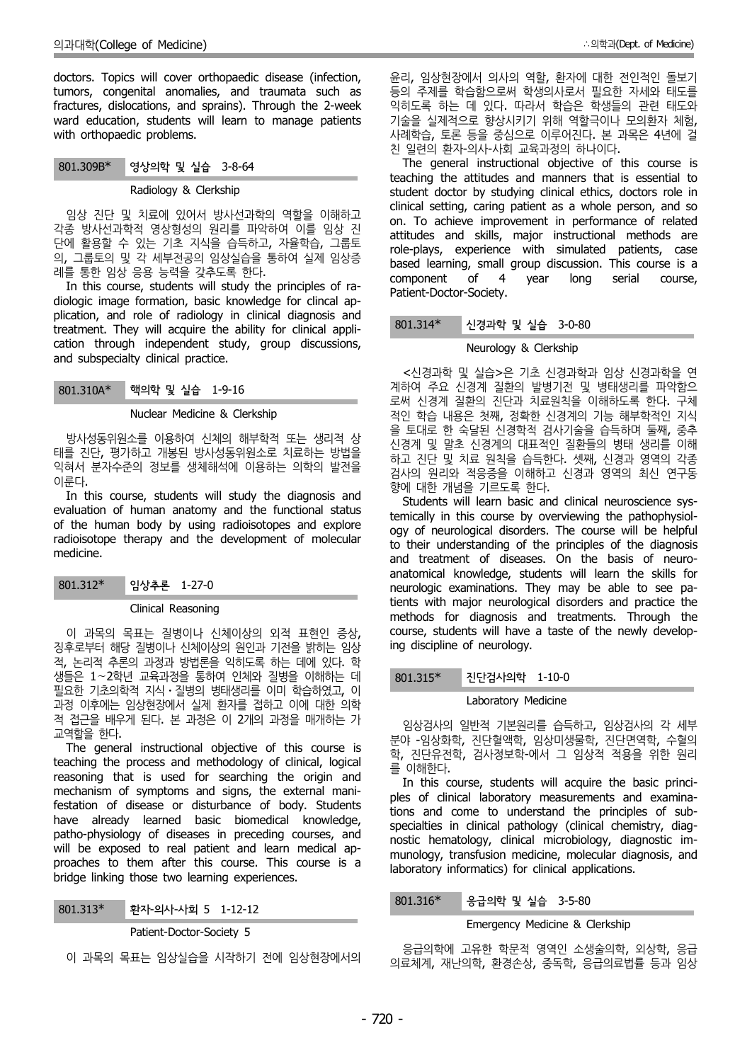doctors. Topics will cover orthopaedic disease (infection, tumors, congenital anomalies, and traumata such as fractures, dislocations, and sprains). Through the 2-week ward education, students will learn to manage patients with orthopaedic problems.

### 801.309B* 영상의학 및 실습 3-8-64

Radiology & Clerkship

임상 진단 및 치료에 있어서 방사선과학의 역할을 이해하고 각종 방사선과학적 영상형성의 원리를 파악하여 이를 임상 진단에 활용할 수 있는 기초 지식을 습득하고, 자율학습, 그룹토의, 그룹토의 및 각 세부전공의 임상실습을 통하여 실제 임상증례를 통한 임상 응용 능력을 갖추도록 한다.

In this course, students will study the principles of radiologic image formation, basic knowledge for clincal application, and role of radiology in clinical diagnosis and treatment. They will acquire the ability for clinical application through independent study, group discussions, and subspecialty clinical practice.

### 801.310A* 핵의학 및 실습 1-9-16

Nuclear Medicine & Clerkship

방사성동위원소를 이용하여 신체의 해부학적 또는 생리적 상태를 진단, 평가하고 개봉된 방사성동위원소로 치료하는 방법을 익혀서 분자수준의 정보를 생체해석에 이용하는 의학의 발견을 이룬다.

In this course, students will study the diagnosis and evaluation of human anatomy and the functional status of the human body by using radioisotopes and explore radioisotope therapy and the development of molecular medicine.

### 801.312* 임상추론 1-27-0

Clinical Reasoning

이 과목의 목표는 질병이나 신체이상의 외적 표현인 증상, 징후로부터 해당 질병이나 신체이상의 원인과 기전을 밝히는 임상적, 논리적 추론의 과정과 방법론을 익히도록 하는 데에 있다. 학생들은 1~2학년 교육과정을 통하여 인체와 질병을 이해하는 데 필요한 기초의학적 지식·질병의 병태생리를 이미 학습하였고, 이 과정 이후에는 임상현장에서 실제 환자를 접하고 이에 대한 의학적 접근을 배우게 된다. 본 과정은 이 2개의 과정을 매개하는 가교역할을 한다.

The general instructional objective of this course is teaching the process and methodology of clinical, logical reasoning that is used for searching the origin and mechanism of symptoms and signs, the external manifestation of disease or disturbance of body. Students have already learned basic biomedical knowledge, patho-physiology of diseases in preceding courses, and will be exposed to real patient and learn medical approaches to them after this course. This course is a bridge linking those two learning experiences.

### 801.313* 환자-의사-사회 5 1-12-12

Patient-Doctor-Society 5

이 과목의 목표는 임상실습을 시작하기 전에 임상현장에서의 윤리, 임상현장에서 의사의 역할, 환자에 대한 전인적인 돌보기 등의 주제를 학습함으로써 학생의사로서 필요한 자세와 태도를 익히도록 하는 데 있다. 따라서 학습은 학생들의 관련 태도와 기술을 실제적으로 향상시키기 위해 역할극이나 모의환자 체험, 사례학습, 토론 등을 중심으로 이루어진다. 본 과목은 4년에 걸친 일련의 환자-의사-사회 교육과정의 하나이다.

The general instructional objective of this course is teaching the attitudes and manners that is essential to student doctor by studying clinical ethics, doctors role in clinical setting, caring patient as a whole person, and so on. To achieve improvement in performance of related attitudes and skills, major instructional methods are role-plays, experience with simulated patients, case based learning, small group discussion. This course is a component of 4 year long serial course, Patient-Doctor-Society.

### 801.314* 신경과학 및 실습 3-0-80

Neurology & Clerkship

<신경과학 및 실습>은 기초 신경과학과 임상 신경과학을 연계하여 주요 신경계 질환의 발병기전 및 병태생리를 파악함으로써 신경계 질환의 진단과 치료원칙을 이해하도록 한다. 구체적인 학습 내용은 첫째, 정확한 신경계의 기능 해부학적인 지식을 토대로 한 숙달된 신경학적 검사기술을 습득하며 둘째, 중추신경계 및 말초 신경계의 대표적인 질환들의 병태 생리를 이해하고 진단 및 치료 원칙을 습득한다. 셋째, 신경과 영역의 각종 검사의 원리와 적응증을 이해하고 신경과 영역의 최신 연구동향에 대한 개념을 기르도록 한다.

Students will learn basic and clinical neuroscience systemically in this course by overviewing the pathophysiology of neurological disorders. The course will be helpful to their understanding of the principles of the diagnosis and treatment of diseases. On the basis of neuroanatomical knowledge, students will learn the skills for neurologic examinations. They may be able to see patients with major neurological disorders and practice the methods for diagnosis and treatments. Through the course, students will have a taste of the newly developing discipline of neurology.

### 801.315* 진단검사의학 1-10-0

Laboratory Medicine

임상검사의 일반적 기본원리를 습득하고, 임상검사의 각 세부분야 -임상화학, 진단혈액학, 임상미생물학, 진단면역학, 수혈의학, 진단유전학, 검사정보학-에서 그 임상적 적용을 위한 원리를 이해한다.

In this course, students will acquire the basic principles of clinical laboratory measurements and examinations and come to understand the principles of subspecialties in clinical pathology (clinical chemistry, diagnostic hematology, clinical microbiology, diagnostic immunology, transfusion medicine, molecular diagnosis, and laboratory informatics) for clinical applications.

### 801.316* 응급의학 및 실습 3-5-80

Emergency Medicine & Clerkship

응급의학에 고유한 학문적 영역인 소생술의학, 외상학, 응급의료체계, 재난의학, 환경손상, 중독학, 응급의료법률 등과 임상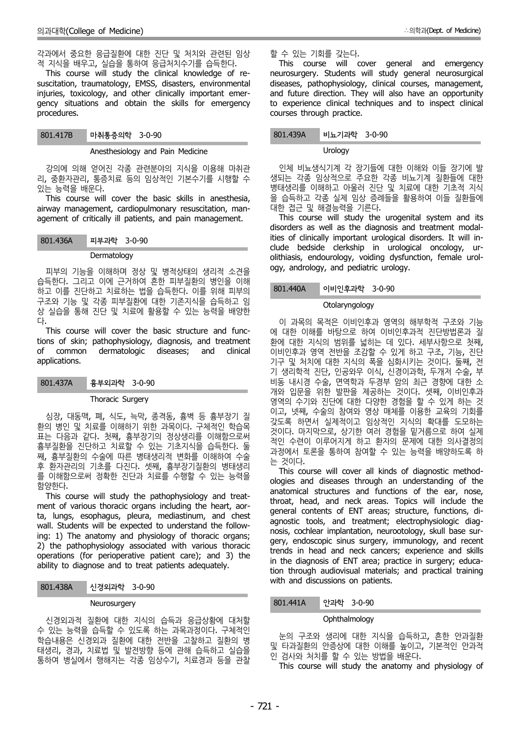각과에서 중요한 응급질환에 대한 진단 및 처치와 관련된 임상적 지식을 배우고, 실습을 통하여 응급처치수기를 습득한다.

This course will study the clinical knowledge of resuscitation, traumatology, EMSS, disasters, environmental injuries, toxicology, and other clinically important emergency situations and obtain the skills for emergency procedures.

### 801.417B 마취통증의학 3-0-90

Anesthesiology and Pain Medicine

강의에 의해 얻어진 각종 관련분야의 지식을 이용해 마취관리, 중환자관리, 통증치료 등의 임상적인 기본수기를 시행할 수 있는 능력을 배운다.

This course will cover the basic skills in anesthesia, airway management, cardiopulmonary resuscitation, management of critically ill patients, and pain management.

### 801.436A 피부과학 3-0-90

Dermatology

피부의 기능을 이해하며 정상 및 병적상태의 생리적 소견을 습득한다. 그리고 이에 근거하여 흔한 피부질환의 병인을 이해하고 이를 진단하고 치료하는 법을 습득한다. 이를 위해 피부의 구조와 기능 및 각종 피부질환에 대한 기존지식을 습득하고 임상 실습을 통해 진단 및 치료에 활용할 수 있는 능력을 배양한다.

This course will cover the basic structure and functions of skin; pathophysiology, diagnosis, and treatment of common dermatologic diseases; and clinical applications.

### 801.437A 흉부외과학 3-0-90

Thoracic Surgery

심장, 대동맥, 폐, 식도, 늑막, 종격동, 흉벽 등 흉부장기 질환의 병인 및 치료를 이해하기 위한 과목이다. 구체적인 학습목표는 다음과 같다. 첫째, 흉부장기의 정상생리를 이해함으로써 흉부질환을 진단하고 치료할 수 있는 기초지식을 습득한다. 둘째, 흉부질환의 수술에 따른 병태생리적 변화를 이해하여 수술 후 환자관리의 기초를 다진다. 셋째, 흉부장기질환의 병태생리를 이해함으로써 정확한 진단과 치료를 수행할 수 있는 능력을 함양한다.

This course will study the pathophysiology and treatment of various thoracic organs including the heart, aorta, lungs, esophagus, pleura, mediastinum, and chest wall. Students will be expected to understand the following: 1) The anatomy and physiology of thoracic organs; 2) the pathophysiology associated with various thoracic operations (for perioperative patient care); and 3) the ability to diagnose and to treat patients adequately.

### 801.438A 신경외과학 3-0-90

Neurosurgery

신경외과적 질환에 대한 지식의 습득과 응급상황에 대처할 수 있는 능력을 습득할 수 있도록 하는 과목과정이다. 구체적인 학습내용은 신경외과 질환에 대한 전반을 고찰하고 질환의 병태생리, 경과, 치료법 및 발전방향 등에 관해 습득하고 실습을 통하여 병실에서 행해지는 각종 임상수기, 치료경과 등을 관찰할 수 있는 기회를 갖는다.

This course will cover general and emergency neurosurgery. Students will study general neurosurgical diseases, pathophysiology, clinical courses, management, and future direction. They will also have an opportunity to experience clinical techniques and to inspect clinical courses through practice.

### 801.439A 비뇨기과학 3-0-90

Urology

인체 비뇨생식기계 각 장기들에 대한 이해와 이들 장기에 발생되는 각종 임상적으로 주요한 각종 비뇨기계 질환들에 대한 병태생리를 이해하고 아울러 진단 및 치료에 대한 기초적 지식을 습득하고 각종 실제 임상 증례들을 활용하여 이들 질환들에 대한 접근 및 해결능력을 기른다.

This course will study the urogenital system and its disorders as well as the diagnosis and treatment modalities of clinically important urological disorders. It will include bedside clerkship in urological oncology, urolithiasis, endourology, voiding dysfunction, female urology, andrology, and pediatric urology.

### 801.440A 이비인후과학 3-0-90

Otolaryngology

이 과목의 목적은 이비인후과 영역의 해부학적 구조와 기능에 대한 이해를 바탕으로 하여 이비인후과적 진단방법론과 질환에 대한 지식의 범위를 넓히는 데 있다. 세부사항으로 첫째, 이비인후과 영역 전반을 조감할 수 있게 하고 구조, 기능, 진단기구 및 처치에 대한 지식의 폭을 심화시키는 것이다. 둘째, 전기 생리학적 진단, 인공와우 이식, 신경이과학, 두개저 수술, 부비동 내시경 수술, 면역학과 두경부 암의 최근 경향에 대한 소개와 입문을 위한 발판을 제공하는 것이다. 셋째, 이비인후과 영역의 수기와 진단에 대한 다양한 경험을 할 수 있게 하는 것이고, 넷째, 수술의 참여와 영상 매체를 이용한 교육의 기회를 갖도록 하면서 실제적이고 임상적인 지식의 확대를 도모하는 것이다. 마지막으로, 상기한 여러 경험을 밑거름으로 하여 실제적인 수련이 이루어지게 하고 환자의 문제에 대한 의사결정의 과정에서 토론을 통하여 참여할 수 있는 능력을 배양하도록 하는 것이다.

This course will cover all kinds of diagnostic methodologies and diseases through an understanding of the anatomical structures and functions of the ear, nose, throat, head, and neck areas. Topics will include the general contents of ENT areas; structure, functions, diagnostic tools, and treatment; electrophysiologic diagnosis, cochlear implantation, neurootology, skull base surgery, endoscopic sinus surgery, immunology, and recent trends in head and neck cancers; experience and skills in the diagnosis of ENT area; practice in surgery; education through audiovisual materials; and practical training with and discussions on patients.

### 801.441A 안과학 3-0-90

Ophthalmology

눈의 구조와 생리에 대한 지식을 습득하고, 흔한 안과질환 및 타과질환의 안증상에 대한 이해를 높이고, 기본적인 안과적인 검사와 처치를 할 수 있는 방법을 배운다.

This course will study the anatomy and physiology of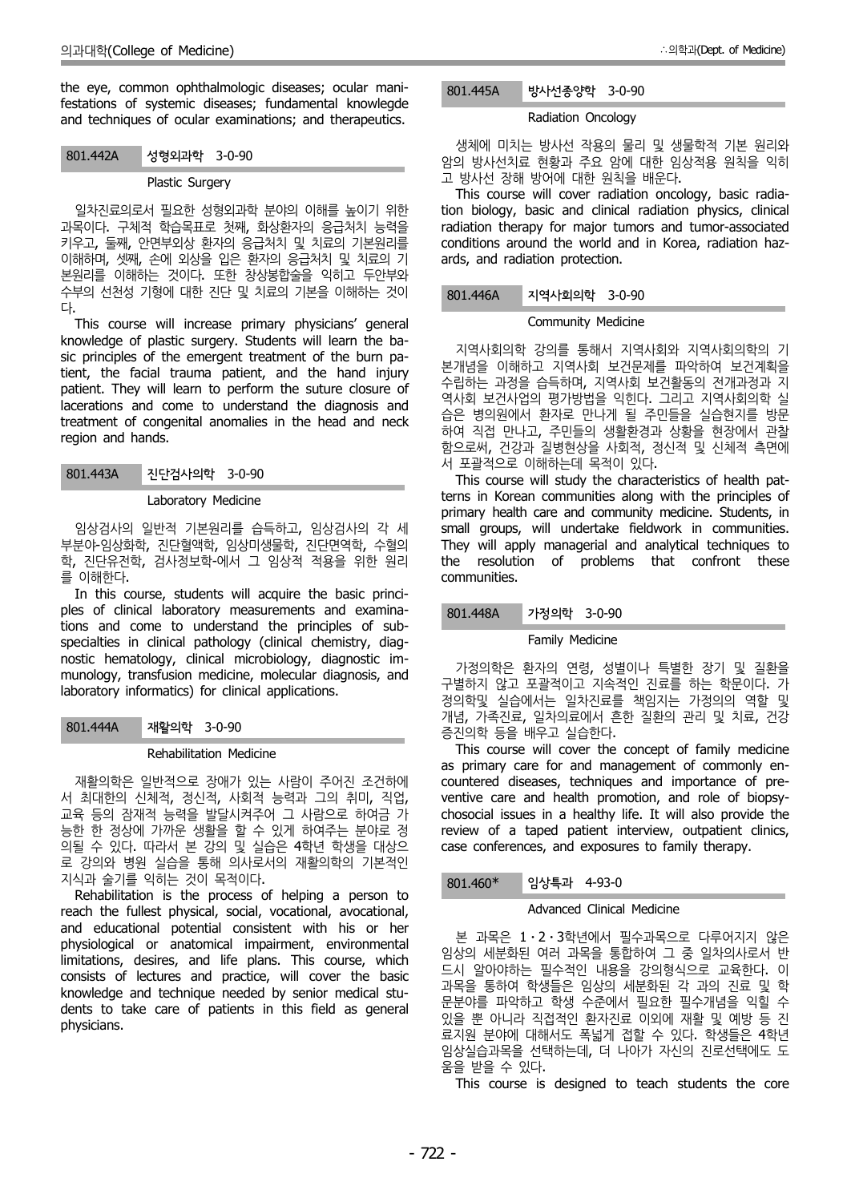the eye, common ophthalmologic diseases; ocular manifestations of systemic diseases; fundamental knowlegde and techniques of ocular examinations; and therapeutics.

### 801.442A 성형외과학 3-0-90

Plastic Surgery

일차진료의로서 필요한 성형외과학 분야의 이해를 높이기 위한 과목이다. 구체적 학습목표로 첫째, 화상환자의 응급처치 능력을 키우고, 둘째, 안면부외상 환자의 응급처치 및 치료의 기본원리를 이해하며, 셋째, 손에 외상을 입은 환자의 응급처치 및 치료의 기본원리를 이해하는 것이다. 또한 창상봉합술을 익히고 두안부와 수부의 선천성 기형에 대한 진단 및 치료의 기본을 이해하는 것이다.

This course will increase primary physicians' general knowledge of plastic surgery. Students will learn the basic principles of the emergent treatment of the burn patient, the facial trauma patient, and the hand injury patient. They will learn to perform the suture closure of lacerations and come to understand the diagnosis and treatment of congenital anomalies in the head and neck region and hands.

### 801.443A 진단검사의학 3-0-90

Laboratory Medicine

임상검사의 일반적 기본원리를 습득하고, 임상검사의 각 세부분야-임상화학, 진단혈액학, 임상미생물학, 진단면역학, 수혈의학, 진단유전학, 검사정보학-에서 그 임상적 적용을 위한 원리를 이해한다.

In this course, students will acquire the basic principles of clinical laboratory measurements and examinations and come to understand the principles of subspecialties in clinical pathology (clinical chemistry, diagnostic hematology, clinical microbiology, diagnostic immunology, transfusion medicine, molecular diagnosis, and laboratory informatics) for clinical applications.

### 801.444A 재활의학 3-0-90

Rehabilitation Medicine

재활의학은 일반적으로 장애가 있는 사람이 주어진 조건하에서 최대한의 신체적, 정신적, 사회적 능력과 그의 취미, 직업, 교육 등의 잠재적 능력을 발달시켜주어 그 사람으로 하여금 가능한 한 정상에 가까운 생활을 할 수 있게 하여주는 분야로 정의될 수 있다. 따라서 본 강의 및 실습은 4학년 학생을 대상으로 강의와 병원 실습을 통해 의사로서의 재활의학의 기본적인 지식과 술기를 익히는 것이 목적이다.

Rehabilitation is the process of helping a person to reach the fullest physical, social, vocational, avocational, and educational potential consistent with his or her physiological or anatomical impairment, environmental limitations, desires, and life plans. This course, which consists of lectures and practice, will cover the basic knowledge and technique needed by senior medical students to take care of patients in this field as general physicians.

### 801.445A 방사선종양학 3-0-90

Radiation Oncology

생체에 미치는 방사선 작용의 물리 및 생물학적 기본 원리와 암의 방사선치료 현황과 주요 암에 대한 임상적용 원칙을 익히고 방사선 장해 방어에 대한 원칙을 배운다.

This course will cover radiation oncology, basic radiation biology, basic and clinical radiation physics, clinical radiation therapy for major tumors and tumor-associated conditions around the world and in Korea, radiation hazards, and radiation protection.

### 801.446A 지역사회의학 3-0-90

Community Medicine

지역사회의학 강의를 통해서 지역사회와 지역사회의학의 기본개념을 이해하고 지역사회 보건문제를 파악하여 보건계획을 수립하는 과정을 습득하며, 지역사회 보건활동의 전개과정과 지역사회 보건사업의 평가방법을 익힌다. 그리고 지역사회의학 실습은 병의원에서 환자로 만나게 될 주민들을 실습현지를 방문하여 직접 만나고, 주민들의 생활환경과 상황을 현장에서 관찰함으로써, 건강과 질병현상을 사회적, 정신적 및 신체적 측면에서 포괄적으로 이해하는데 목적이 있다.

This course will study the characteristics of health patterns in Korean communities along with the principles of primary health care and community medicine. Students, in small groups, will undertake fieldwork in communities. They will apply managerial and analytical techniques to the resolution of problems that confront these communities.

### 801.448A 가정의학 3-0-90

Family Medicine

가정의학은 환자의 연령, 성별이나 특별한 장기 및 질환을 구별하지 않고 포괄적이고 지속적인 진료를 하는 학문이다. 가정의학및 실습에서는 일차진료를 책임지는 가정의의 역할 및 개념, 가족진료, 일차의료에서 흔한 질환의 관리 및 치료, 건강증진의학 등을 배우고 실습한다.

This course will cover the concept of family medicine as primary care for and management of commonly encountered diseases, techniques and importance of preventive care and health promotion, and role of biopsychosocial issues in a healthy life. It will also provide the review of a taped patient interview, outpatient clinics, case conferences, and exposures to family therapy.

### 801.460* 임상특과 4-93-0

Advanced Clinical Medicine

본 과목은 1·2·3학년에서 필수과목으로 다루어지지 않은 임상의 세분화된 여러 과목을 통합하여 그 중 일차의사로서 반드시 알아야하는 필수적인 내용을 강의형식으로 교육한다. 이 과목을 통하여 학생들은 임상의 세분화된 각 과의 진료 및 학문분야를 파악하고 학생 수준에서 필요한 필수개념을 익힐 수 있을 뿐 아니라 직접적인 환자진료 이외에 재활 및 예방 등 진료지원 분야에 대해서도 폭넓게 접할 수 있다. 학생들은 4학년 임상실습과목을 선택하는데, 더 나아가 자신의 진로선택에도 도움을 받을 수 있다.

This course is designed to teach students the core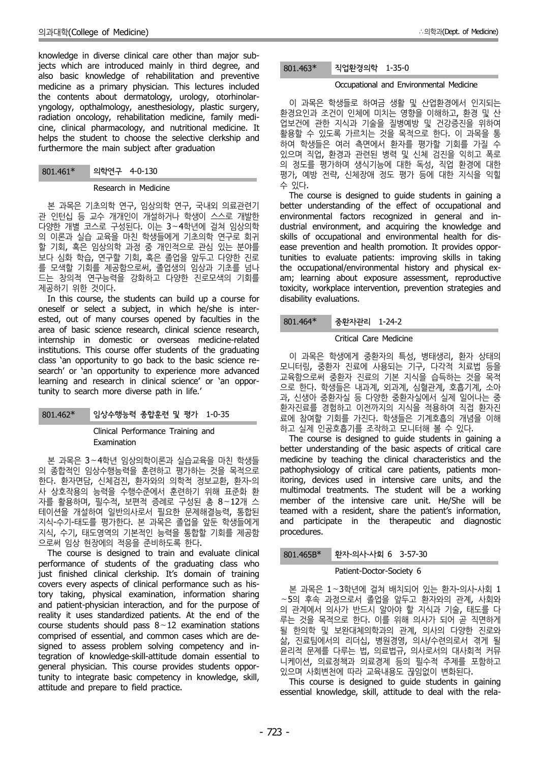knowledge in diverse clinical care other than major subjects which are introduced mainly in third degree, and also basic knowledge of rehabilitation and preventive medicine as a primary physician. This lectures included the contents about dermatology, urology, otorhinolaryngology, opthalmology, anesthesiology, plastic surgery, radiation oncology, rehabilitation medicine, family medicine, clinical pharmacology, and nutritional medicine. It helps the student to choose the selective clerkship and furthermore the main subject after graduation

### 801.461* 의학연구 4-0-130

Research in Medicine

본 과목은 기초의학 연구, 임상의학 연구, 국내외 의료관련기관 인턴십 등 교수 개개인이 개설하거나 학생이 스스로 개발한 다양한 개별 코스로 구성된다. 이는 3~4학년에 걸쳐 임상의학의 이론과 실습 교육을 마친 학생들에게 기초의학 연구로 회귀할 기회, 혹은 임상의학 과정 중 개인적으로 관심 있는 분야를 보다 심화 학습, 연구할 기회, 혹은 졸업을 앞두고 다양한 진로를 모색할 기회를 제공함으로써, 졸업생의 임상과 기초를 넘나드는 창의적 연구능력을 강화하고 다양한 진로모색의 기회를 제공하기 위한 것이다.

In this course, the students can build up a course for oneself or select a subject, in which he/she is interested, out of many courses opened by faculties in the area of basic science research, clinical science research, internship in domestic or overseas medicine-related institutions. This course offer students of the graduating class 'an opportunity to go back to the basic science research' or 'an opportunity to experience more advanced learning and research in clinical science' or 'an opportunity to search more diverse path in life.'

### 801.462* 임상수행능력 종합훈련 및 평가 1-0-35

Clinical Performance Training and Examination

본 과목은 3~4학년 임상의학이론과 실습교육을 마친 학생들의 종합적인 임상수행능력을 훈련하고 평가하는 것을 목적으로 한다. 환자면담, 신체검진, 환자와의 의학적 정보교환, 환자-의사 상호작용의 능력을 수행수준에서 훈련하기 위해 표준화 환자를 활용하며, 필수적, 보편적 증례로 구성된 총 8~12개 스테이션을 개설하여 일반의사로서 필요한 문제해결능력, 통합된 지식-수기-태도를 평가한다. 본 과목은 졸업을 앞둔 학생들에게 지식, 수기, 태도영역의 기본적인 능력을 통합할 기회를 제공함으로써 임상 현장에의 적응을 준비하도록 한다.

The course is designed to train and evaluate clinical performance of students of the graduating class who just finished clinical clerkship. It's domain of training covers every aspects of clinical performance such as history taking, physical examination, information sharing and patient-physician interaction, and for the purpose of reality it uses standardized patients. At the end of the course students should pass 8~12 examination stations comprised of essential, and common cases which are designed to assess problem solving competency and integration of knowledge-skill-attitude domain essential to general physician. This course provides students opportunity to integrate basic competency in knowledge, skill, attitude and prepare to field practice.

### 801.463* 직업환경의학 1-35-0

Occupational and Environmental Medicine

이 과목은 학생들로 하여금 생활 및 산업환경에서 인지되는 환경요인과 조건이 인체에 미치는 영향을 이해하고, 환경 및 산업보건에 관한 지식과 기술을 질병예방 및 건강증진을 위하여 활용할 수 있도록 가르치는 것을 목적으로 한다. 이 과목을 통하여 학생들은 여러 측면에서 환자를 평가할 기회를 가질 수 있으며 직업, 환경과 관련된 병력 및 신체 검진을 익히고 폭로의 정도를 평가하며 생식기능에 대한 독성, 직업 환경에 대한 평가, 예방 전략, 신체장애 정도 평가 등에 대한 지식을 익힐 수 있다.

The course is designed to guide students in gaining a better understanding of the effect of occupational and environmental factors recognized in general and industrial environment, and acquiring the knowledge and skills of occupational and environmental health for disease prevention and health promotion. It provides opportunities to evaluate patients: improving skills in taking the occupational/environmental history and physical exam; learning about exposure assessment, reproductive toxicity, workplace intervention, prevention strategies and disability evaluations.

### 801.464* 중환자관리 1-24-2

Critical Care Medicine

이 과목은 학생에게 중환자의 특성, 병태생리, 환자 상태의 모니터링, 중환자 진료에 사용되는 기구, 다각적 치료법 등을 교육함으로써 중환자 진료의 기본 지식을 습득하는 것을 목적으로 한다. 학생들은 내과계, 외과계, 심혈관계, 호흡기계, 소아과, 신생아 중환자실 등 다양한 중환자실에서 실제 일어나는 중환자진료를 경험하고 이전까지의 지식을 적용하여 직접 환자진료에 참여할 기회를 가진다. 학생들은 기계호흡의 개념을 이해하고 실제 인공호흡기를 조작하고 모니터해 볼 수 있다.

The course is designed to guide students in gaining a better understanding of the basic aspects of critical care medicine by teaching the clinical characteristics and the pathophysiology of critical care patients, patients monitoring, devices used in intensive care units, and the multimodal treatments. The student will be a working member of the intensive care unit. He/She will be teamed with a resident, share the patient's information, and participate in the therapeutic and diagnostic procedures.

### 801.465B* 환자-의사-사회 6 3-57-30

Patient-Doctor-Society 6

본 과목은 1~3학년에 걸쳐 배치되어 있는 환자-의사-사회 1~5의 후속 과정으로서 졸업을 앞두고 환자와의 관계, 사회와의 관계에서 의사가 반드시 알아야 할 지식과 기술, 태도를 다루는 것을 목적으로 한다. 이를 위해 의사가 되어 곧 직면하게 될 한의학 및 보완대체의학과의 관계, 의사의 다양한 진로와 삶, 진료팀에서의 리더십, 병원경영, 의사/수련의로서 겪게 될 윤리적 문제를 다루는 법, 의료법규, 의사로서의 대사회적 커뮤니케이션, 의료정책과 의료경제 등의 필수적 주제를 포함하고 있으며 사회변천에 따라 교육내용도 끊임없이 변화된다.

This course is designed to guide students in gaining essential knowledge, skill, attitude to deal with the rela-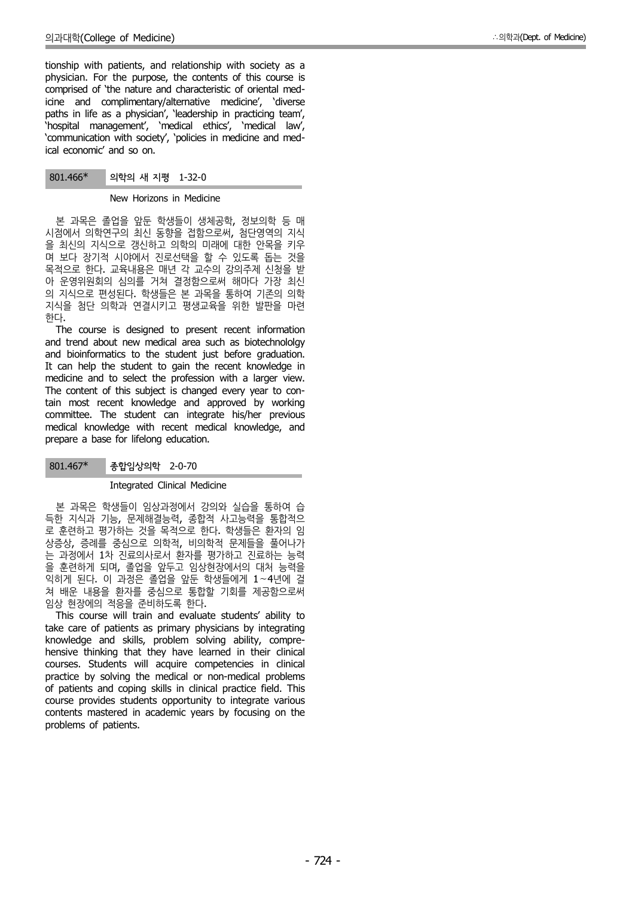tionship with patients, and relationship with society as a physician. For the purpose, the contents of this course is comprised of 'the nature and characteristic of oriental medicine and complimentary/alternative medicine', 'diverse paths in life as a physician', 'leadership in practicing team', 'hospital management', 'medical ethics', 'medical law', 'communication with society', 'policies in medicine and medical economic' and so on.

## 801.466* 의학의 새 지평 1-32-0

New Horizons in Medicine

본 과목은 졸업을 앞둔 학생들이 생체공학, 정보의학 등 매 시점에서 의학연구의 최신 동향을 접함으로써, 첨단영역의 지식을 최신의 지식으로 갱신하고 의학의 미래에 대한 안목을 키우며 보다 장기적 시야에서 진로선택을 할 수 있도록 돕는 것을 목적으로 한다. 교육내용은 매년 각 교수의 강의주제 신청을 받아 운영위원회의 심의를 거쳐 결정함으로써 해마다 가장 최신의 지식으로 편성된다. 학생들은 본 과목을 통하여 기존의 의학지식을 첨단 의학과 연결시키고 평생교육을 위한 발판을 마련한다.

The course is designed to present recent information and trend about new medical area such as biotechnololgy and bioinformatics to the student just before graduation. It can help the student to gain the recent knowledge in medicine and to select the profession with a larger view. The content of this subject is changed every year to contain most recent knowledge and approved by working committee. The student can integrate his/her previous medical knowledge with recent medical knowledge, and prepare a base for lifelong education.

## 801.467* 종합임상의학 2-0-70

Integrated Clinical Medicine

본 과목은 학생들이 임상과정에서 강의와 실습을 통하여 습득한 지식과 기능, 문제해결능력, 종합적 사고능력을 통합적으로 훈련하고 평가하는 것을 목적으로 한다. 학생들은 환자의 임상증상, 증례를 중심으로 의학적, 비의학적 문제들을 풀어나가는 과정에서 1차 진료의사로서 환자를 평가하고 진료하는 능력을 훈련하게 되며, 졸업을 앞두고 임상현장에서의 대처 능력을 익히게 된다. 이 과정은 졸업을 앞둔 학생들에게 1~4년에 걸쳐 배운 내용을 환자를 중심으로 통합할 기회를 제공함으로써 임상 현장에의 적응을 준비하도록 한다.

This course will train and evaluate students' ability to take care of patients as primary physicians by integrating knowledge and skills, problem solving ability, comprehensive thinking that they have learned in their clinical courses. Students will acquire competencies in clinical practice by solving the medical or non-medical problems of patients and coping skills in clinical practice field. This course provides students opportunity to integrate various contents mastered in academic years by focusing on the problems of patients.